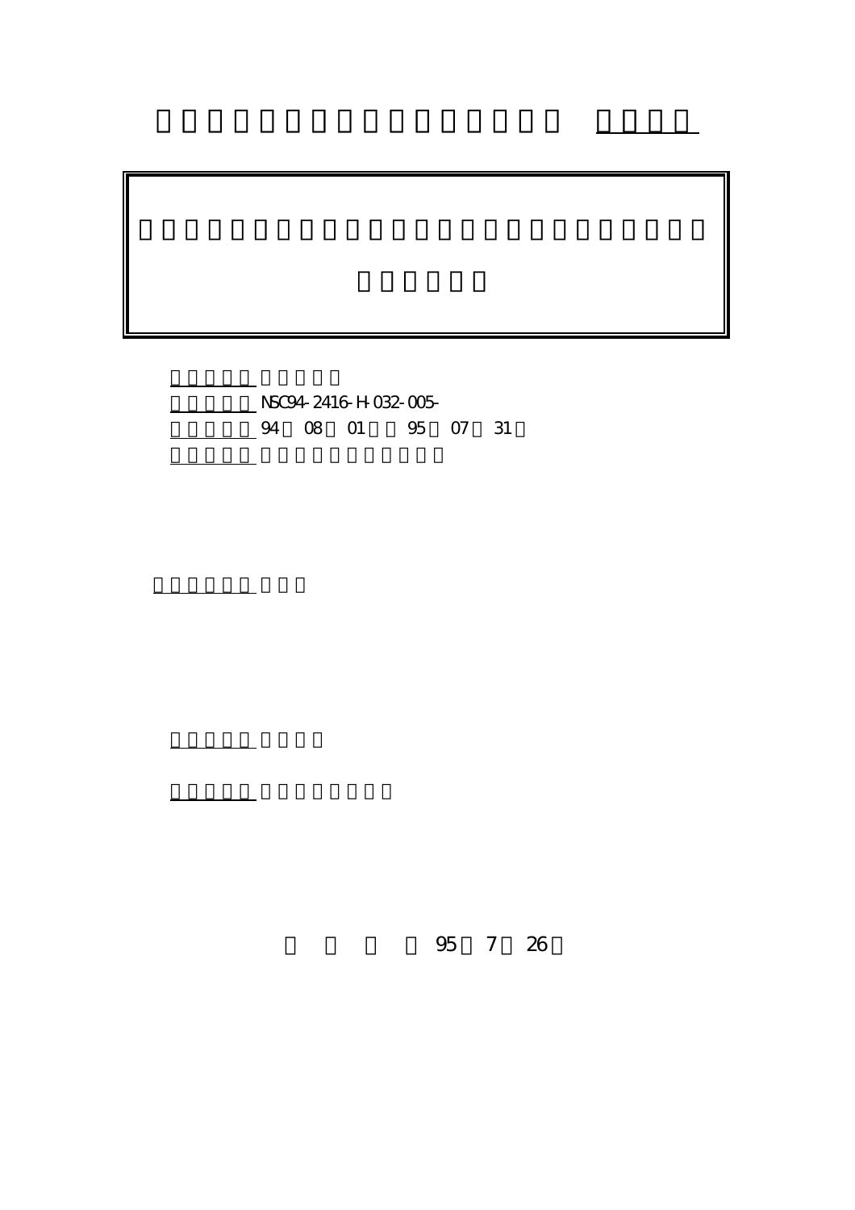NSC94-2416-H-032-005-

94 08 01 95 07 31

95 7 26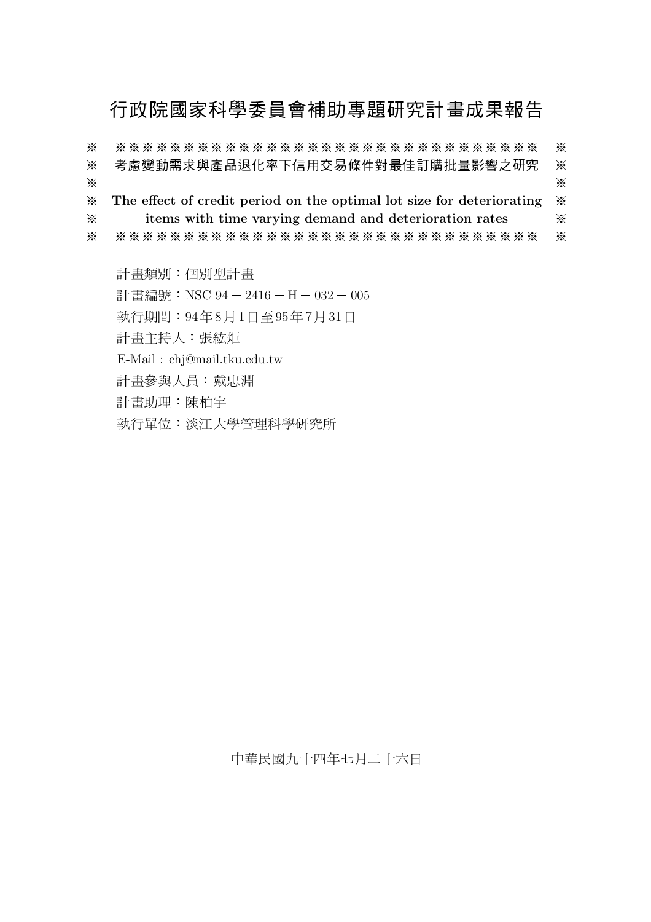# 行政院國家科學委員會補助專題研究計畫成果報告

※ ※※※※※※※※※※※※※※※※※※※※※※※※※※※※※※※※ ※

※ 考慮變動需求與產品退化率下信用交易條件對最佳訂購批量影響之研究 ※

※ ※

※ **The effect of credit period on the optimal lot size for deteriorating** ※

※ **items with time varying demand and deterioration rates** ※

※ ※※※※※※※※※※※※※※※※※※※※※※※※※※※※※※※※ ※

計畫類別：個別型計畫

計畫編號：NSC 94－2416－H－032－005

執行期間：94年8月1日至95年7月31日

計畫主持人：張紘炬

E-Mail：chj@mail.tku.edu.tw

計畫參與人員：戴忠淵

計畫助理：陳柏宇

執行單位：淡江大學管理科學研究所

中華民國九十四年七月二十六日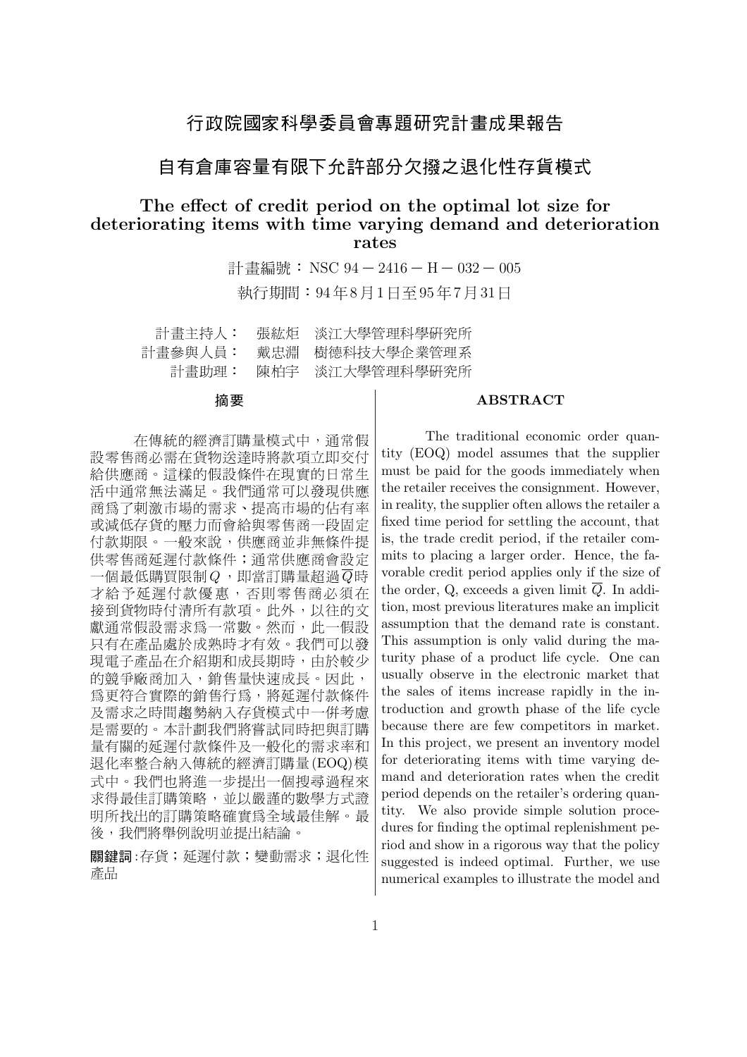# 行政院國家科學委員會專題研究計畫成果報告

## 自有倉庫容量有限下允許部分欠撥之退化性存貨模式

## The effect of credit period on the optimal lot size for deteriorating items with time varying demand and deterioration rates

計畫編號：NSC 94 − 2416 − H − 032 − 005

執行期間：94年8月1日至95年7月31日

計畫主持人： 張紘炬 淡江大學管理科學研究所
計畫參與人員： 戴忠淵 樹德科技大學企業管理系
計畫助理： 陳柏宇 淡江大學管理科學研究所

### 摘要

在傳統的經濟訂購量模式中，通常假設零售商必需在貨物送達時將款項立即交付給供應商。這樣的假設條件在現實的日常生活中通常無法滿足。我們通常可以發現供應商爲了刺激市場的需求、提高市場的佔有率或減低存貨的壓力而會給與零售商一段固定付款期限。一般來說，供應商並非無條件提供零售商延遲付款條件；通常供應商會設定一個最低購買限制$Q$，即當訂購量超過$\overline{Q}$時才給予延遲付款優惠，否則零售商必須在接到貨物時付清所有款項。此外，以往的文獻通常假設需求爲一常數。然而，此一假設只有在產品處於成熟時才有效。我們可以發現電子產品在介紹期和成長期時，由於較少的競爭廠商加入，銷售量快速成長。因此，爲更符合實際的銷售行爲，將延遲付款條件及需求之時間趨勢納入存貨模式中一併考慮是需要的。本計劃我們將嘗試同時把與訂購量有關的延遲付款條件及一般化的需求率和退化率整合納入傳統的經濟訂購量(EOQ)模式中。我們也將進一步提出一個搜尋過程來求得最佳訂購策略，並以嚴謹的數學方式證明所找出的訂購策略確實爲全域最佳解。最後，我們將舉例說明並提出結論。

**關鍵詞**:存貨；延遲付款；變動需求；退化性產品

### ABSTRACT

The traditional economic order quantity (EOQ) model assumes that the supplier must be paid for the goods immediately when the retailer receives the consignment. However, in reality, the supplier often allows the retailer a fixed time period for settling the account, that is, the trade credit period, if the retailer commits to placing a larger order. Hence, the favorable credit period applies only if the size of the order, Q, exceeds a given limit $\overline{Q}$. In addition, most previous literatures make an implicit assumption that the demand rate is constant. This assumption is only valid during the maturity phase of a product life cycle. One can usually observe in the electronic market that the sales of items increase rapidly in the introduction and growth phase of the life cycle because there are few competitors in market. In this project, we present an inventory model for deteriorating items with time varying demand and deterioration rates when the credit period depends on the retailer's ordering quantity. We also provide simple solution procedures for finding the optimal replenishment period and show in a rigorous way that the policy suggested is indeed optimal. Further, we use numerical examples to illustrate the model and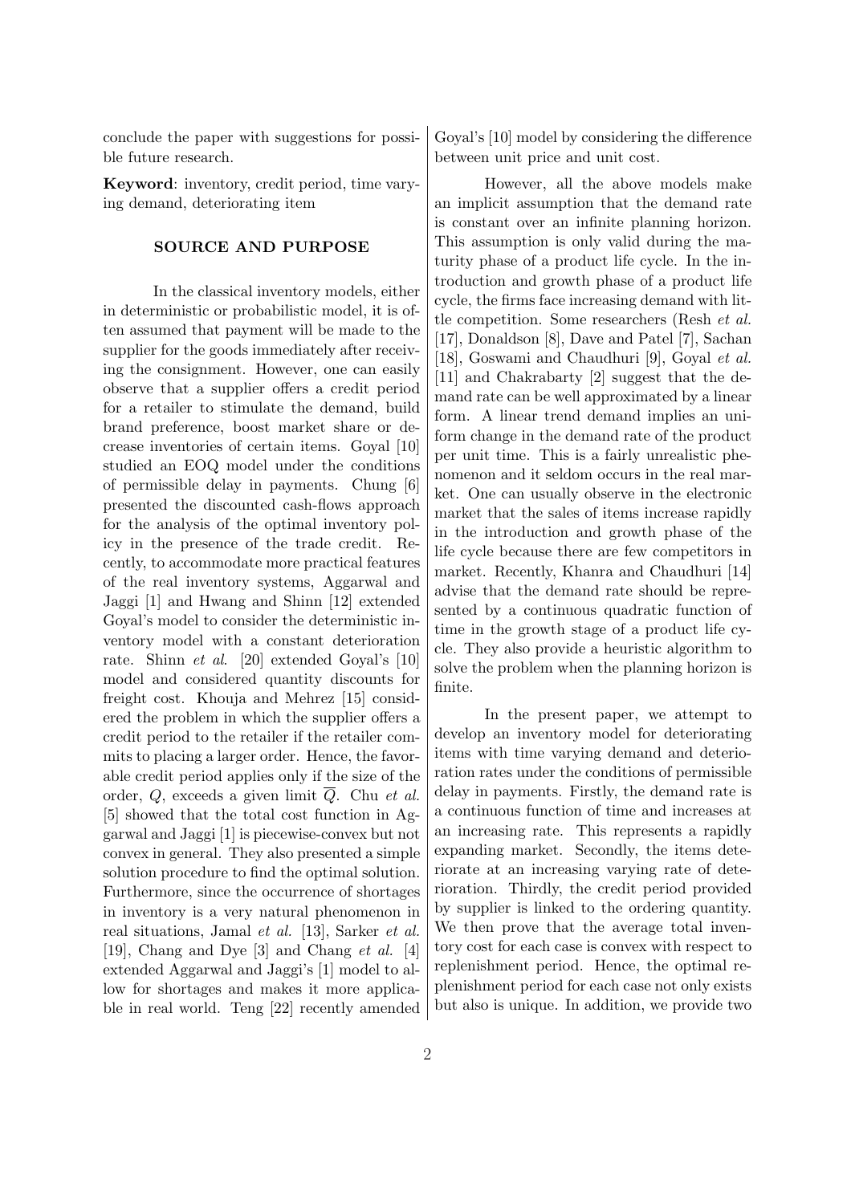conclude the paper with suggestions for possible future research.

**Keyword**: inventory, credit period, time varying demand, deteriorating item

## SOURCE AND PURPOSE

In the classical inventory models, either in deterministic or probabilistic model, it is often assumed that payment will be made to the supplier for the goods immediately after receiving the consignment. However, one can easily observe that a supplier offers a credit period for a retailer to stimulate the demand, build brand preference, boost market share or decrease inventories of certain items. Goyal [10] studied an EOQ model under the conditions of permissible delay in payments. Chung [6] presented the discounted cash-flows approach for the analysis of the optimal inventory policy in the presence of the trade credit. Recently, to accommodate more practical features of the real inventory systems, Aggarwal and Jaggi [1] and Hwang and Shinn [12] extended Goyal's model to consider the deterministic inventory model with a constant deterioration rate. Shinn *et al*. [20] extended Goyal's [10] model and considered quantity discounts for freight cost. Khouja and Mehrez [15] considered the problem in which the supplier offers a credit period to the retailer if the retailer commits to placing a larger order. Hence, the favorable credit period applies only if the size of the order, $Q$, exceeds a given limit $\overline{Q}$. Chu *et al.* [5] showed that the total cost function in Aggarwal and Jaggi [1] is piecewise-convex but not convex in general. They also presented a simple solution procedure to find the optimal solution. Furthermore, since the occurrence of shortages in inventory is a very natural phenomenon in real situations, Jamal *et al.* [13], Sarker *et al.* [19], Chang and Dye [3] and Chang *et al.* [4] extended Aggarwal and Jaggi's [1] model to allow for shortages and makes it more applicable in real world. Teng [22] recently amended Goyal's [10] model by considering the difference between unit price and unit cost.

However, all the above models make an implicit assumption that the demand rate is constant over an infinite planning horizon. This assumption is only valid during the maturity phase of a product life cycle. In the introduction and growth phase of a product life cycle, the firms face increasing demand with little competition. Some researchers (Resh *et al.* [17], Donaldson [8], Dave and Patel [7], Sachan [18], Goswami and Chaudhuri [9], Goyal *et al.* [11] and Chakrabarty [2] suggest that the demand rate can be well approximated by a linear form. A linear trend demand implies an uniform change in the demand rate of the product per unit time. This is a fairly unrealistic phenomenon and it seldom occurs in the real market. One can usually observe in the electronic market that the sales of items increase rapidly in the introduction and growth phase of the life cycle because there are few competitors in market. Recently, Khanra and Chaudhuri [14] advise that the demand rate should be represented by a continuous quadratic function of time in the growth stage of a product life cycle. They also provide a heuristic algorithm to solve the problem when the planning horizon is finite.

In the present paper, we attempt to develop an inventory model for deteriorating items with time varying demand and deterioration rates under the conditions of permissible delay in payments. Firstly, the demand rate is a continuous function of time and increases at an increasing rate. This represents a rapidly expanding market. Secondly, the items deteriorate at an increasing varying rate of deterioration. Thirdly, the credit period provided by supplier is linked to the ordering quantity. We then prove that the average total inventory cost for each case is convex with respect to replenishment period. Hence, the optimal replenishment period for each case not only exists but also is unique. In addition, we provide two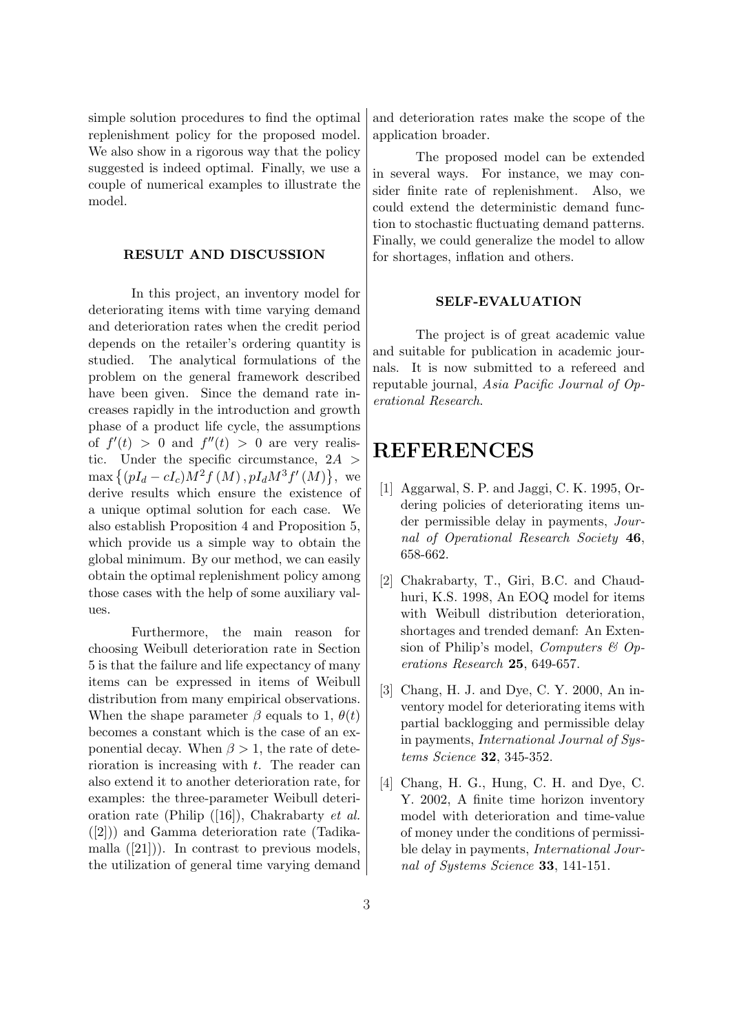simple solution procedures to find the optimal replenishment policy for the proposed model. We also show in a rigorous way that the policy suggested is indeed optimal. Finally, we use a couple of numerical examples to illustrate the model.

### RESULT AND DISCUSSION

In this project, an inventory model for deteriorating items with time varying demand and deterioration rates when the credit period depends on the retailer's ordering quantity is studied. The analytical formulations of the problem on the general framework described have been given. Since the demand rate increases rapidly in the introduction and growth phase of a product life cycle, the assumptions of $f'(t) > 0$ and $f''(t) > 0$ are very realistic. Under the specific circumstance, $2A > \max\left\{(pI_d - cI_c)M^2 f(M), pI_d M^3 f'(M)\right\}$, we derive results which ensure the existence of a unique optimal solution for each case. We also establish Proposition 4 and Proposition 5, which provide us a simple way to obtain the global minimum. By our method, we can easily obtain the optimal replenishment policy among those cases with the help of some auxiliary values.

Furthermore, the main reason for choosing Weibull deterioration rate in Section 5 is that the failure and life expectancy of many items can be expressed in items of Weibull distribution from many empirical observations. When the shape parameter $\beta$ equals to 1, $\theta(t)$ becomes a constant which is the case of an exponential decay. When $\beta > 1$, the rate of deterioration is increasing with $t$. The reader can also extend it to another deterioration rate, for examples: the three-parameter Weibull deterioration rate (Philip ([16]), Chakrabarty *et al.* ([2])) and Gamma deterioration rate (Tadikamalla ([21])). In contrast to previous models, the utilization of general time varying demand and deterioration rates make the scope of the application broader.

The proposed model can be extended in several ways. For instance, we may consider finite rate of replenishment. Also, we could extend the deterministic demand function to stochastic fluctuating demand patterns. Finally, we could generalize the model to allow for shortages, inflation and others.

### SELF-EVALUATION

The project is of great academic value and suitable for publication in academic journals. It is now submitted to a refereed and reputable journal, *Asia Pacific Journal of Operational Research*.

# REFERENCES

[1] Aggarwal, S. P. and Jaggi, C. K. 1995, Ordering policies of deteriorating items under permissible delay in payments, *Journal of Operational Research Society* **46**, 658-662.

[2] Chakrabarty, T., Giri, B.C. and Chaudhuri, K.S. 1998, An EOQ model for items with Weibull distribution deterioration, shortages and trended demanf: An Extension of Philip's model, *Computers & Operations Research* **25**, 649-657.

[3] Chang, H. J. and Dye, C. Y. 2000, An inventory model for deteriorating items with partial backlogging and permissible delay in payments, *International Journal of Systems Science* **32**, 345-352.

[4] Chang, H. G., Hung, C. H. and Dye, C. Y. 2002, A finite time horizon inventory model with deterioration and time-value of money under the conditions of permissible delay in payments, *International Journal of Systems Science* **33**, 141-151.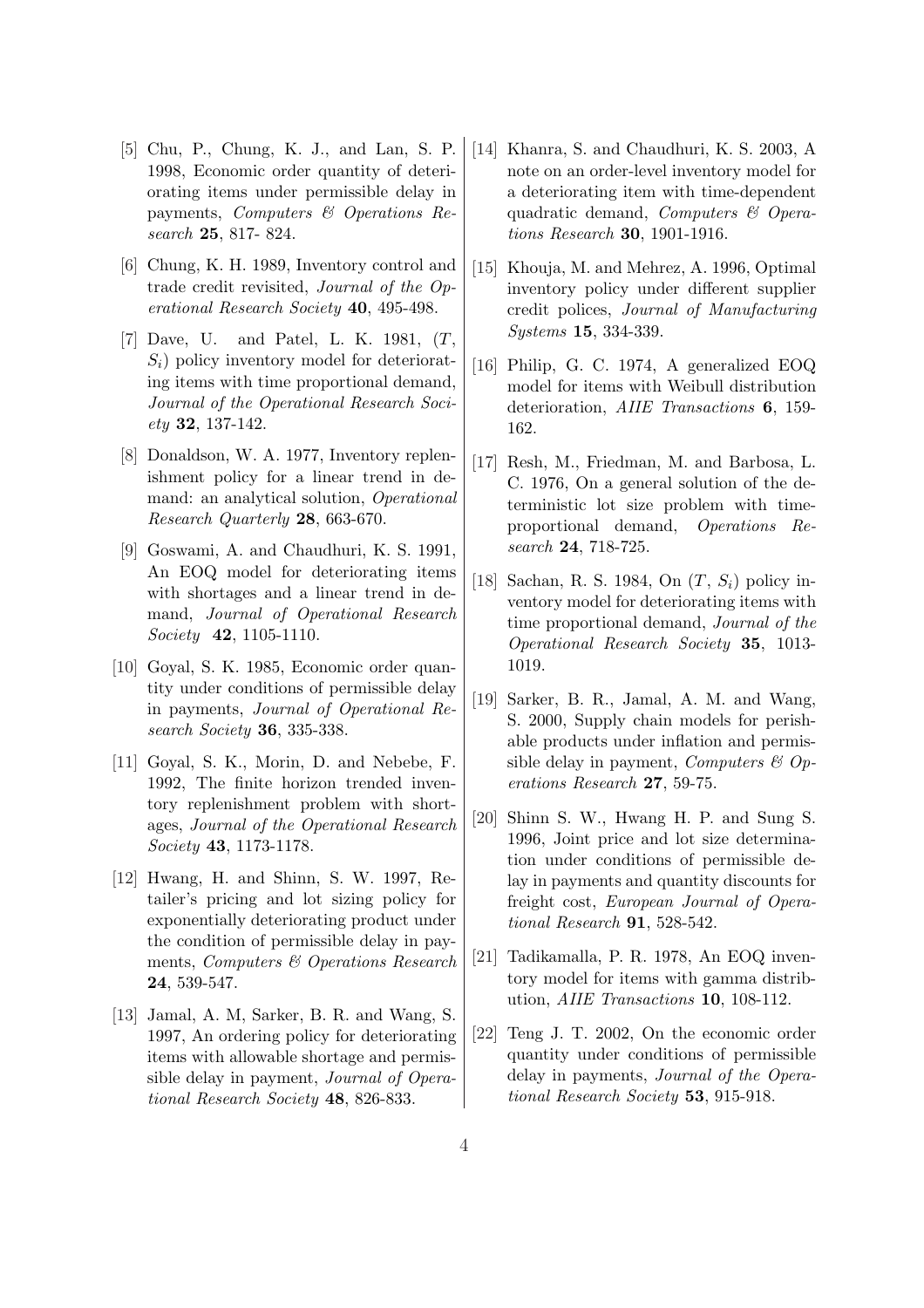[5] Chu, P., Chung, K. J., and Lan, S. P. 1998, Economic order quantity of deteriorating items under permissible delay in payments, *Computers & Operations Research* **25**, 817- 824.

[6] Chung, K. H. 1989, Inventory control and trade credit revisited, *Journal of the Operational Research Society* **40**, 495-498.

[7] Dave, U. and Patel, L. K. 1981, ($T$, $S_i$) policy inventory model for deteriorating items with time proportional demand, *Journal of the Operational Research Society* **32**, 137-142.

[8] Donaldson, W. A. 1977, Inventory replenishment policy for a linear trend in demand: an analytical solution, *Operational Research Quarterly* **28**, 663-670.

[9] Goswami, A. and Chaudhuri, K. S. 1991, An EOQ model for deteriorating items with shortages and a linear trend in demand, *Journal of Operational Research Society* **42**, 1105-1110.

[10] Goyal, S. K. 1985, Economic order quantity under conditions of permissible delay in payments, *Journal of Operational Research Society* **36**, 335-338.

[11] Goyal, S. K., Morin, D. and Nebebe, F. 1992, The finite horizon trended inventory replenishment problem with shortages, *Journal of the Operational Research Society* **43**, 1173-1178.

[12] Hwang, H. and Shinn, S. W. 1997, Retailer's pricing and lot sizing policy for exponentially deteriorating product under the condition of permissible delay in payments, *Computers & Operations Research* **24**, 539-547.

[13] Jamal, A. M, Sarker, B. R. and Wang, S. 1997, An ordering policy for deteriorating items with allowable shortage and permissible delay in payment, *Journal of Operational Research Society* **48**, 826-833.

[14] Khanra, S. and Chaudhuri, K. S. 2003, A note on an order-level inventory model for a deteriorating item with time-dependent quadratic demand, *Computers & Operations Research* **30**, 1901-1916.

[15] Khouja, M. and Mehrez, A. 1996, Optimal inventory policy under different supplier credit polices, *Journal of Manufacturing Systems* **15**, 334-339.

[16] Philip, G. C. 1974, A generalized EOQ model for items with Weibull distribution deterioration, *AIIE Transactions* **6**, 159-162.

[17] Resh, M., Friedman, M. and Barbosa, L. C. 1976, On a general solution of the deterministic lot size problem with time-proportional demand, *Operations Research* **24**, 718-725.

[18] Sachan, R. S. 1984, On ($T$, $S_i$) policy inventory model for deteriorating items with time proportional demand, *Journal of the Operational Research Society* **35**, 1013-1019.

[19] Sarker, B. R., Jamal, A. M. and Wang, S. 2000, Supply chain models for perishable products under inflation and permissible delay in payment, *Computers & Operations Research* **27**, 59-75.

[20] Shinn S. W., Hwang H. P. and Sung S. 1996, Joint price and lot size determination under conditions of permissible delay in payments and quantity discounts for freight cost, *European Journal of Operational Research* **91**, 528-542.

[21] Tadikamalla, P. R. 1978, An EOQ inventory model for items with gamma distribution, *AIIE Transactions* **10**, 108-112.

[22] Teng J. T. 2002, On the economic order quantity under conditions of permissible delay in payments, *Journal of the Operational Research Society* **53**, 915-918.